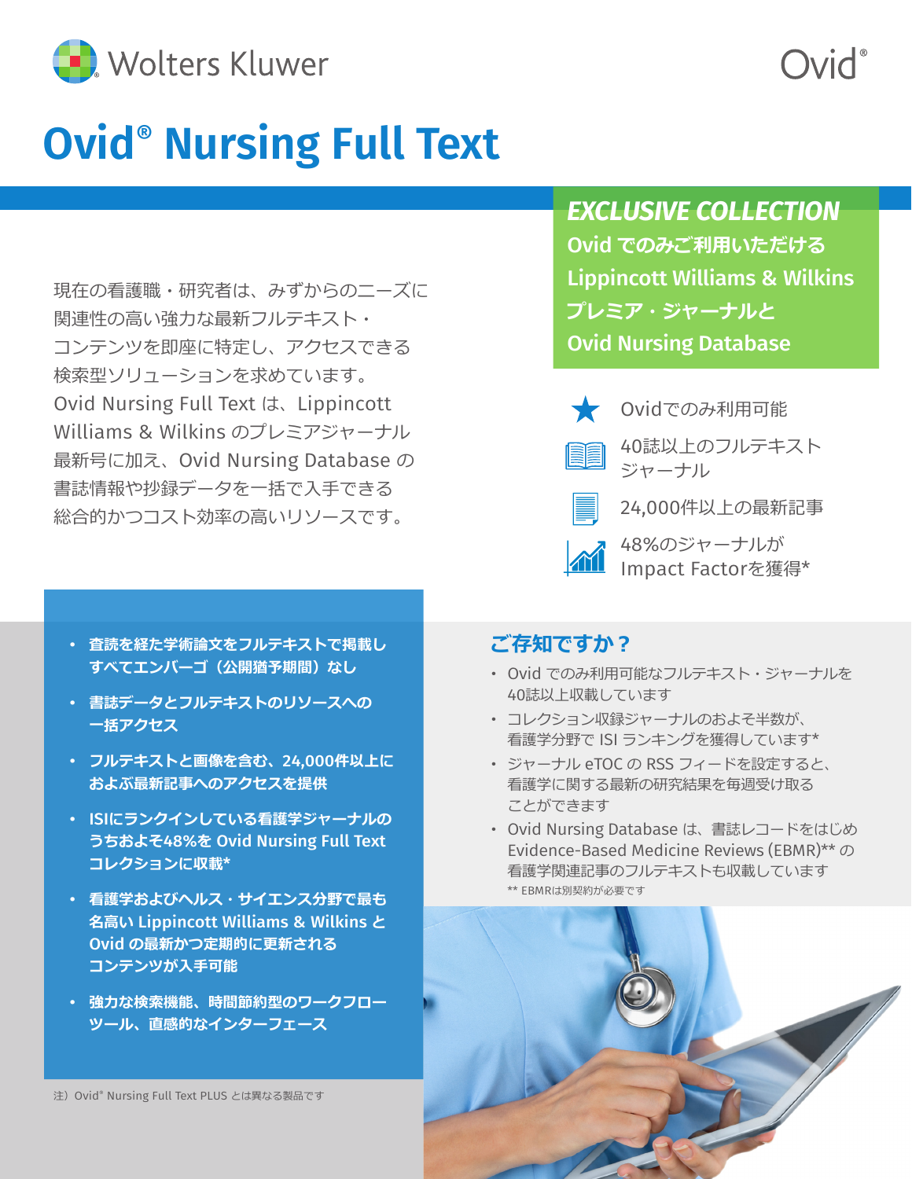Wolters Kluwer

Ovid®

# Ovid® Nursing Full Text

## *EXCLUSIVE COLLECTION*

**Ovid でのみご利用いただける Lippincott Williams & Wilkins プレミア・ジャーナルと Ovid Nursing Database**

現在の看護職・研究者は、みずからのニーズに関連性の高い強力な最新フルテキスト・コンテンツを即座に特定し、アクセスできる検索型ソリューションを求めています。Ovid Nursing Full Text は、Lippincott Williams & Wilkins のプレミアジャーナル最新号に加え、Ovid Nursing Database の書誌情報や抄録データを一括で入手できる総合的かつコスト効率の高いリソースです。

- Ovidでのみ利用可能
- 40誌以上のフルテキストジャーナル
- 24,000件以上の最新記事
- 48%のジャーナルがImpact Factorを獲得*

- **査読を経た学術論文をフルテキストで掲載しすべてエンバーゴ（公開猶予期間）なし**
- **書誌データとフルテキストのリソースへの一括アクセス**
- **フルテキストと画像を含む、24,000件以上におよぶ最新記事へのアクセスを提供**
- **ISIにランクインしている看護学ジャーナルのうちおよそ48%を Ovid Nursing Full Text コレクションに収載***
- **看護学およびヘルス・サイエンス分野で最も名高い Lippincott Williams & Wilkins と Ovid の最新かつ定期的に更新されるコンテンツが入手可能**
- **強力な検索機能、時間節約型のワークフローツール、直感的なインターフェース**

注）Ovid® Nursing Full Text PLUS とは異なる製品です

## ご存知ですか？

- Ovid でのみ利用可能なフルテキスト・ジャーナルを40誌以上収載しています
- コレクション収録ジャーナルのおよそ半数が、看護学分野で ISI ランキングを獲得しています*
- ジャーナル eTOC の RSS フィードを設定すると、看護学に関する最新の研究結果を毎週受け取ることができます
- Ovid Nursing Database は、書誌レコードをはじめ Evidence-Based Medicine Reviews (EBMR)** の看護学関連記事のフルテキストも収載しています

** EBMRは別契約が必要です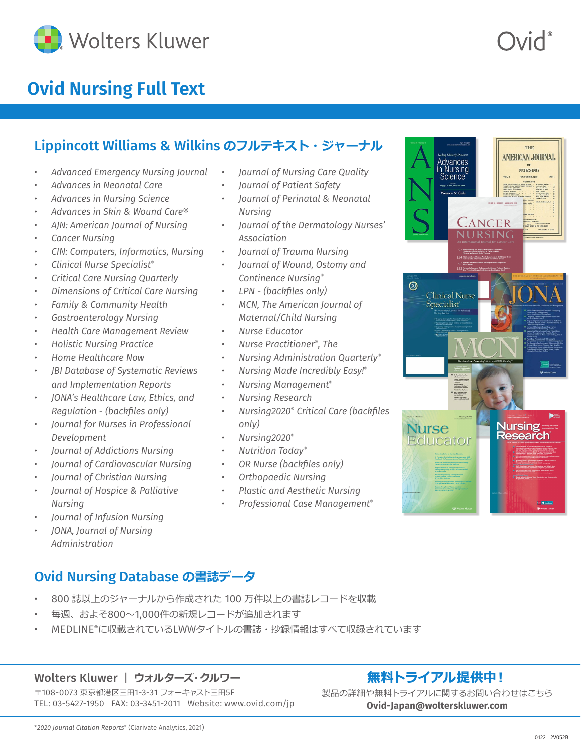# Ovid Nursing Full Text

## Lippincott Williams & Wilkins のフルテキスト・ジャーナル

- *Advanced Emergency Nursing Journal*
- *Advances in Neonatal Care*
- *Advances in Nursing Science*
- *Advances in Skin & Wound Care®*
- *AJN: American Journal of Nursing*
- *Cancer Nursing*
- *CIN: Computers, Informatics, Nursing*
- *Clinical Nurse Specialist®*
- *Critical Care Nursing Quarterly*
- *Dimensions of Critical Care Nursing*
- *Family & Community Health*
- *Gastroenterology Nursing*
- *Health Care Management Review*
- *Holistic Nursing Practice*
- *Home Healthcare Now*
- *JBI Database of Systematic Reviews and Implementation Reports*
- *JONA's Healthcare Law, Ethics, and Regulation - (backfiles only)*
- *Journal for Nurses in Professional Development*
- *Journal of Addictions Nursing*
- *Journal of Cardiovascular Nursing*
- *Journal of Christian Nursing*
- *Journal of Hospice & Palliative Nursing*
- *Journal of Infusion Nursing*
- *JONA, Journal of Nursing Administration*
- *Journal of Nursing Care Quality*
- *Journal of Patient Safety*
- *Journal of Perinatal & Neonatal Nursing*
- *Journal of the Dermatology Nurses' Association*
- *Journal of Trauma Nursing*
- *Journal of Wound, Ostomy and Continence Nursing®*
- *LPN - (backfiles only)*
- *MCN, The American Journal of Maternal/Child Nursing*
- *Nurse Educator*
- *Nurse Practitioner®, The*
- *Nursing Administration Quarterly®*
- *Nursing Made Incredibly Easy!®*
- *Nursing Management®*
- *Nursing Research*
- *Nursing2020® Critical Care (backfiles only)*
- *Nursing2020®*
- *Nutrition Today®*
- *OR Nurse (backfiles only)*
- *Orthopaedic Nursing*
- *Plastic and Aesthetic Nursing*
- *Professional Case Management®*

## Ovid Nursing Database の書誌データ

- 800 誌以上のジャーナルから作成された 100 万件以上の書誌レコードを収載
- 毎週、およそ800～1,000件の新規レコードが追加されます
- MEDLINE®に収載されているLWWタイトルの書誌・抄録情報はすべて収録されています

**Wolters Kluwer ｜ ウォルターズ･クルワー**

〒108-0073 東京都港区三田1-3-31 フォーキャスト三田5F
TEL: 03-5427-1950 FAX: 03-3451-2011 Website: www.ovid.com/jp

**無料トライアル提供中！**

製品の詳細や無料トライアルに関するお問い合わせはこちら
**Ovid-Japan@wolterskluwer.com**

*\*2020 Journal Citation Reports® (Clarivate Analytics, 2021)*

0122 2V052B